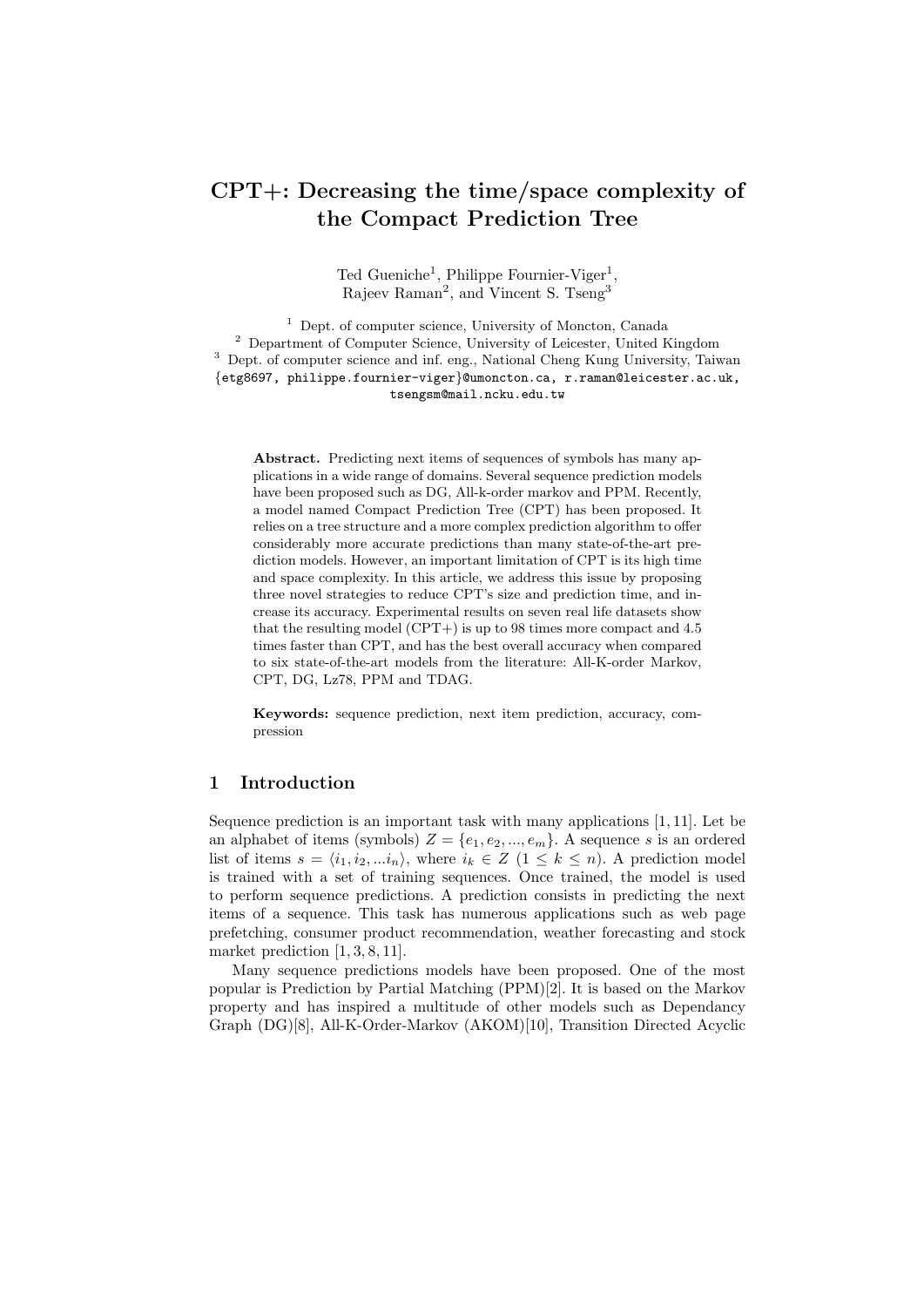# CPT+: Decreasing the time/space complexity of the Compact Prediction Tree

Ted Gueniche[1], Philippe Fournier-Viger[1], Rajeev Raman[2], and Vincent S. Tseng[3]

[1] Dept. of computer science, University of Moncton, Canada
[2] Department of Computer Science, University of Leicester, United Kingdom
[3] Dept. of computer science and inf. eng., National Cheng Kung University, Taiwan
{etg8697, philippe.fournier-viger}@umoncton.ca, r.raman@leicester.ac.uk, tsengsm@mail.ncku.edu.tw

**Abstract.** Predicting next items of sequences of symbols has many applications in a wide range of domains. Several sequence prediction models have been proposed such as DG, All-k-order markov and PPM. Recently, a model named Compact Prediction Tree (CPT) has been proposed. It relies on a tree structure and a more complex prediction algorithm to offer considerably more accurate predictions than many state-of-the-art prediction models. However, an important limitation of CPT is its high time and space complexity. In this article, we address this issue by proposing three novel strategies to reduce CPT's size and prediction time, and increase its accuracy. Experimental results on seven real life datasets show that the resulting model (CPT+) is up to 98 times more compact and 4.5 times faster than CPT, and has the best overall accuracy when compared to six state-of-the-art models from the literature: All-K-order Markov, CPT, DG, Lz78, PPM and TDAG.

**Keywords:** sequence prediction, next item prediction, accuracy, compression

## 1 Introduction

Sequence prediction is an important task with many applications [1, 11]. Let be an alphabet of items (symbols) $Z = \{e_1, e_2, ..., e_m\}$. A sequence $s$ is an ordered list of items $s = \langle i_1, i_2, ...i_n \rangle$, where $i_k \in Z$ $(1 \leq k \leq n)$. A prediction model is trained with a set of training sequences. Once trained, the model is used to perform sequence predictions. A prediction consists in predicting the next items of a sequence. This task has numerous applications such as web page prefetching, consumer product recommendation, weather forecasting and stock market prediction [1, 3, 8, 11].

Many sequence predictions models have been proposed. One of the most popular is Prediction by Partial Matching (PPM)[2]. It is based on the Markov property and has inspired a multitude of other models such as Dependancy Graph (DG)[8], All-K-Order-Markov (AKOM)[10], Transition Directed Acyclic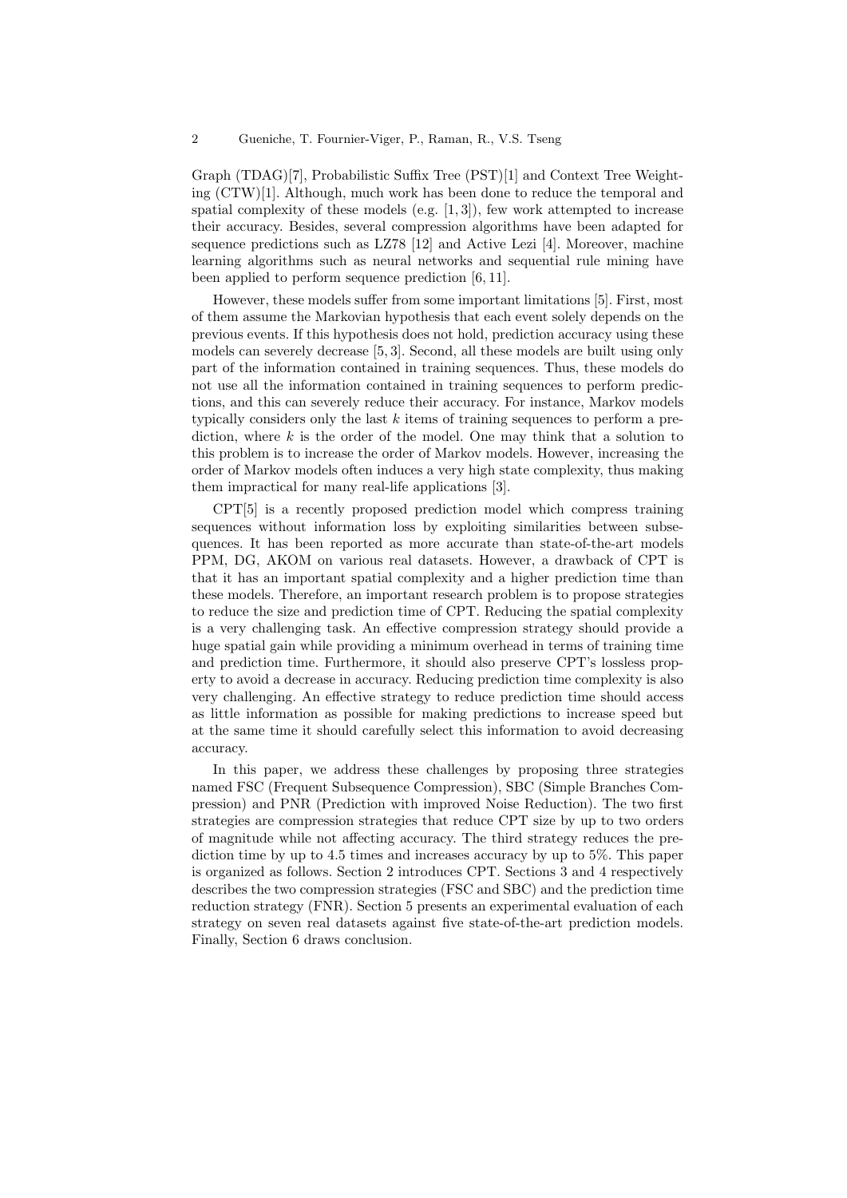Graph (TDAG)[7], Probabilistic Suffix Tree (PST)[1] and Context Tree Weighting (CTW)[1]. Although, much work has been done to reduce the temporal and spatial complexity of these models (e.g. [1, 3]), few work attempted to increase their accuracy. Besides, several compression algorithms have been adapted for sequence predictions such as LZ78 [12] and Active Lezi [4]. Moreover, machine learning algorithms such as neural networks and sequential rule mining have been applied to perform sequence prediction [6, 11].

However, these models suffer from some important limitations [5]. First, most of them assume the Markovian hypothesis that each event solely depends on the previous events. If this hypothesis does not hold, prediction accuracy using these models can severely decrease [5, 3]. Second, all these models are built using only part of the information contained in training sequences. Thus, these models do not use all the information contained in training sequences to perform predictions, and this can severely reduce their accuracy. For instance, Markov models typically considers only the last $k$ items of training sequences to perform a prediction, where $k$ is the order of the model. One may think that a solution to this problem is to increase the order of Markov models. However, increasing the order of Markov models often induces a very high state complexity, thus making them impractical for many real-life applications [3].

CPT[5] is a recently proposed prediction model which compress training sequences without information loss by exploiting similarities between subsequences. It has been reported as more accurate than state-of-the-art models PPM, DG, AKOM on various real datasets. However, a drawback of CPT is that it has an important spatial complexity and a higher prediction time than these models. Therefore, an important research problem is to propose strategies to reduce the size and prediction time of CPT. Reducing the spatial complexity is a very challenging task. An effective compression strategy should provide a huge spatial gain while providing a minimum overhead in terms of training time and prediction time. Furthermore, it should also preserve CPT's lossless property to avoid a decrease in accuracy. Reducing prediction time complexity is also very challenging. An effective strategy to reduce prediction time should access as little information as possible for making predictions to increase speed but at the same time it should carefully select this information to avoid decreasing accuracy.

In this paper, we address these challenges by proposing three strategies named FSC (Frequent Subsequence Compression), SBC (Simple Branches Compression) and PNR (Prediction with improved Noise Reduction). The two first strategies are compression strategies that reduce CPT size by up to two orders of magnitude while not affecting accuracy. The third strategy reduces the prediction time by up to 4.5 times and increases accuracy by up to 5%. This paper is organized as follows. Section 2 introduces CPT. Sections 3 and 4 respectively describes the two compression strategies (FSC and SBC) and the prediction time reduction strategy (FNR). Section 5 presents an experimental evaluation of each strategy on seven real datasets against five state-of-the-art prediction models. Finally, Section 6 draws conclusion.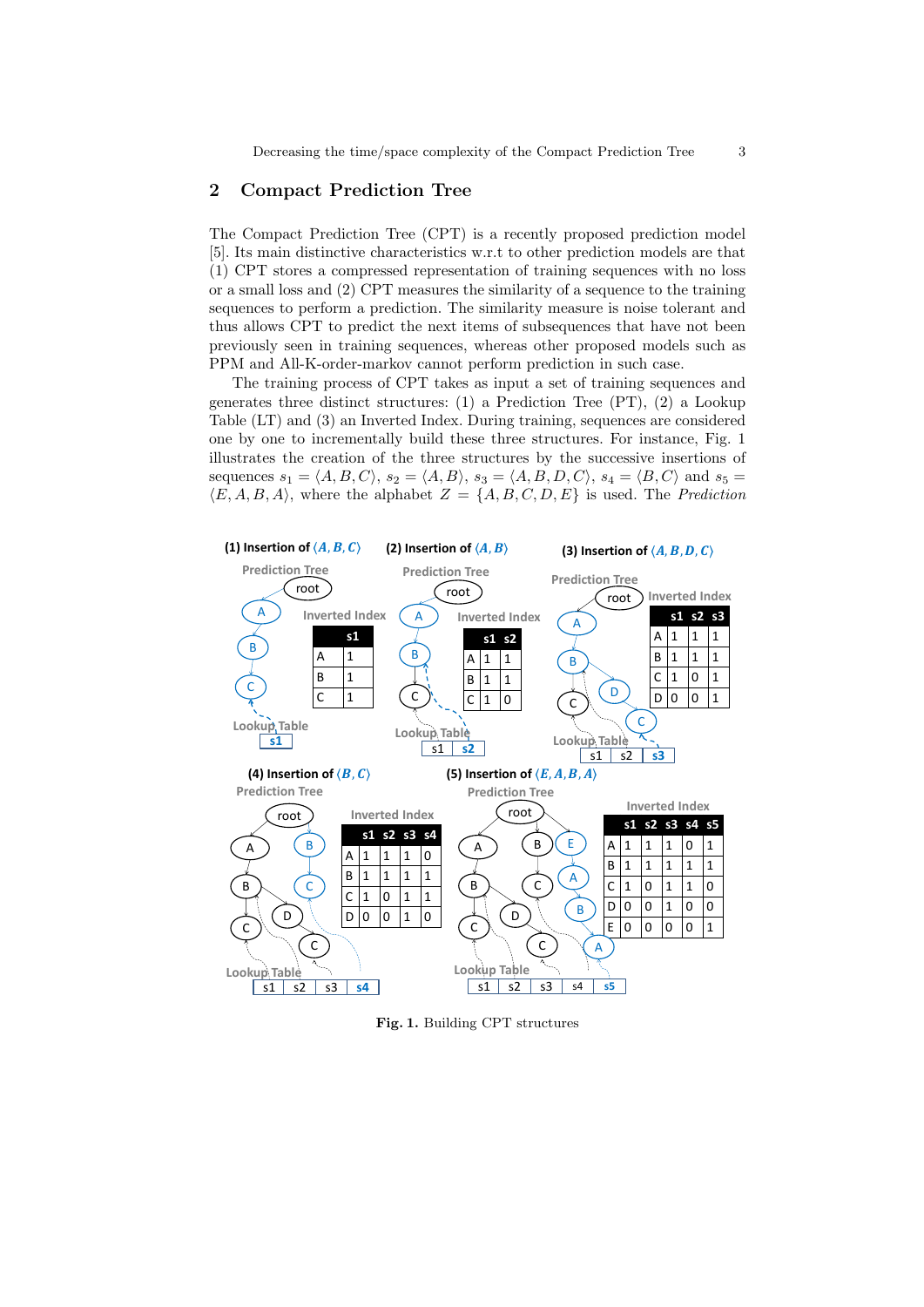## 2 Compact Prediction Tree

The Compact Prediction Tree (CPT) is a recently proposed prediction model [5]. Its main distinctive characteristics w.r.t to other prediction models are that (1) CPT stores a compressed representation of training sequences with no loss or a small loss and (2) CPT measures the similarity of a sequence to the training sequences to perform a prediction. The similarity measure is noise tolerant and thus allows CPT to predict the next items of subsequences that have not been previously seen in training sequences, whereas other proposed models such as PPM and All-K-order-markov cannot perform prediction in such case.

The training process of CPT takes as input a set of training sequences and generates three distinct structures: (1) a Prediction Tree (PT), (2) a Lookup Table (LT) and (3) an Inverted Index. During training, sequences are considered one by one to incrementally build these three structures. For instance, Fig. 1 illustrates the creation of the three structures by the successive insertions of sequences $s_1 = \langle A, B, C \rangle$, $s_2 = \langle A, B \rangle$, $s_3 = \langle A, B, D, C \rangle$, $s_4 = \langle B, C \rangle$ and $s_5 = \langle E, A, B, A \rangle$, where the alphabet $Z = \{A, B, C, D, E\}$ is used. The *Prediction*

**Fig. 1.** Building CPT structures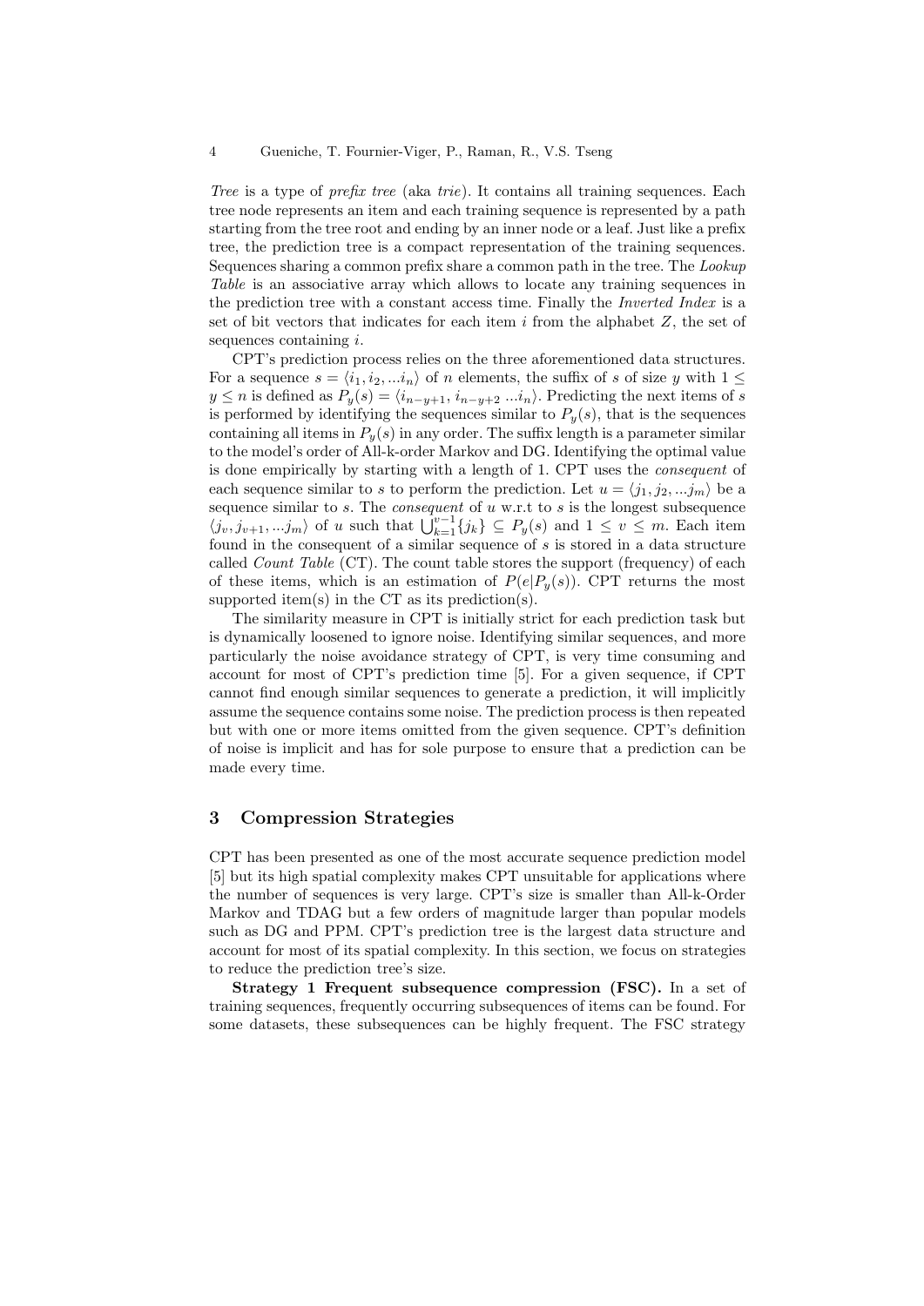*Tree* is a type of *prefix tree* (aka *trie*). It contains all training sequences. Each tree node represents an item and each training sequence is represented by a path starting from the tree root and ending by an inner node or a leaf. Just like a prefix tree, the prediction tree is a compact representation of the training sequences. Sequences sharing a common prefix share a common path in the tree. The *Lookup Table* is an associative array which allows to locate any training sequences in the prediction tree with a constant access time. Finally the *Inverted Index* is a set of bit vectors that indicates for each item $i$ from the alphabet $Z$, the set of sequences containing $i$.

CPT's prediction process relies on the three aforementioned data structures. For a sequence $s = \langle i_1, i_2, ... i_n \rangle$ of $n$ elements, the suffix of $s$ of size $y$ with $1 \leq y \leq n$ is defined as $P_y(s) = \langle i_{n-y+1}, i_{n-y+2} \, ... i_n \rangle$. Predicting the next items of $s$ is performed by identifying the sequences similar to $P_y(s)$, that is the sequences containing all items in $P_y(s)$ in any order. The suffix length is a parameter similar to the model's order of All-k-order Markov and DG. Identifying the optimal value is done empirically by starting with a length of 1. CPT uses the *consequent* of each sequence similar to $s$ to perform the prediction. Let $u = \langle j_1, j_2, ... j_m \rangle$ be a sequence similar to $s$. The *consequent* of $u$ w.r.t to $s$ is the longest subsequence $\langle j_v, j_{v+1}, ... j_m \rangle$ of $u$ such that $\bigcup_{k=1}^{v-1} \{j_k\} \subseteq P_y(s)$ and $1 \leq v \leq m$. Each item found in the consequent of a similar sequence of $s$ is stored in a data structure called *Count Table* (CT). The count table stores the support (frequency) of each of these items, which is an estimation of $P(e|P_y(s))$. CPT returns the most supported item(s) in the CT as its prediction(s).

The similarity measure in CPT is initially strict for each prediction task but is dynamically loosened to ignore noise. Identifying similar sequences, and more particularly the noise avoidance strategy of CPT, is very time consuming and account for most of CPT's prediction time [5]. For a given sequence, if CPT cannot find enough similar sequences to generate a prediction, it will implicitly assume the sequence contains some noise. The prediction process is then repeated but with one or more items omitted from the given sequence. CPT's definition of noise is implicit and has for sole purpose to ensure that a prediction can be made every time.

## 3 Compression Strategies

CPT has been presented as one of the most accurate sequence prediction model [5] but its high spatial complexity makes CPT unsuitable for applications where the number of sequences is very large. CPT's size is smaller than All-k-Order Markov and TDAG but a few orders of magnitude larger than popular models such as DG and PPM. CPT's prediction tree is the largest data structure and account for most of its spatial complexity. In this section, we focus on strategies to reduce the prediction tree's size.

**Strategy 1 Frequent subsequence compression (FSC).** In a set of training sequences, frequently occurring subsequences of items can be found. For some datasets, these subsequences can be highly frequent. The FSC strategy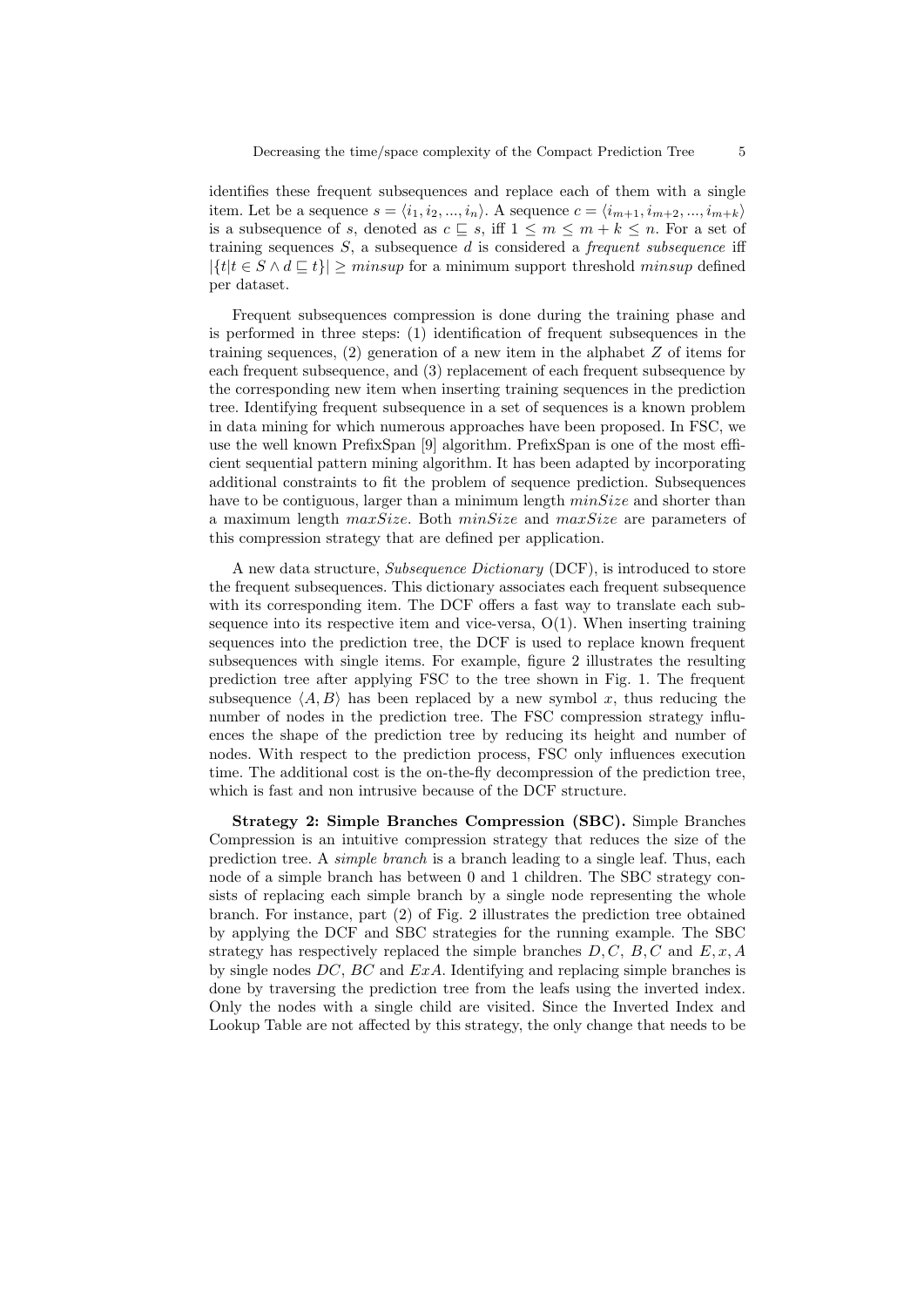identifies these frequent subsequences and replace each of them with a single item. Let be a sequence $s = \langle i_1, i_2, ..., i_n \rangle$. A sequence $c = \langle i_{m+1}, i_{m+2}, ..., i_{m+k} \rangle$ is a subsequence of $s$, denoted as $c \sqsubseteq s$, iff $1 \leq m \leq m + k \leq n$. For a set of training sequences $S$, a subsequence $d$ is considered a *frequent subsequence* iff $|\{t | t \in S \wedge d \sqsubseteq t\}| \geq minsup$ for a minimum support threshold $minsup$ defined per dataset.

Frequent subsequences compression is done during the training phase and is performed in three steps: (1) identification of frequent subsequences in the training sequences, (2) generation of a new item in the alphabet $Z$ of items for each frequent subsequence, and (3) replacement of each frequent subsequence by the corresponding new item when inserting training sequences in the prediction tree. Identifying frequent subsequence in a set of sequences is a known problem in data mining for which numerous approaches have been proposed. In FSC, we use the well known PrefixSpan [9] algorithm. PrefixSpan is one of the most efficient sequential pattern mining algorithm. It has been adapted by incorporating additional constraints to fit the problem of sequence prediction. Subsequences have to be contiguous, larger than a minimum length $minSize$ and shorter than a maximum length $maxSize$. Both $minSize$ and $maxSize$ are parameters of this compression strategy that are defined per application.

A new data structure, *Subsequence Dictionary* (DCF), is introduced to store the frequent subsequences. This dictionary associates each frequent subsequence with its corresponding item. The DCF offers a fast way to translate each subsequence into its respective item and vice-versa, O(1). When inserting training sequences into the prediction tree, the DCF is used to replace known frequent subsequences with single items. For example, figure 2 illustrates the resulting prediction tree after applying FSC to the tree shown in Fig. 1. The frequent subsequence $\langle A, B \rangle$ has been replaced by a new symbol $x$, thus reducing the number of nodes in the prediction tree. The FSC compression strategy influences the shape of the prediction tree by reducing its height and number of nodes. With respect to the prediction process, FSC only influences execution time. The additional cost is the on-the-fly decompression of the prediction tree, which is fast and non intrusive because of the DCF structure.

**Strategy 2: Simple Branches Compression (SBC).** Simple Branches Compression is an intuitive compression strategy that reduces the size of the prediction tree. A *simple branch* is a branch leading to a single leaf. Thus, each node of a simple branch has between 0 and 1 children. The SBC strategy consists of replacing each simple branch by a single node representing the whole branch. For instance, part (2) of Fig. 2 illustrates the prediction tree obtained by applying the DCF and SBC strategies for the running example. The SBC strategy has respectively replaced the simple branches $D, C$, $B, C$ and $E, x, A$ by single nodes $DC$, $BC$ and $ExA$. Identifying and replacing simple branches is done by traversing the prediction tree from the leafs using the inverted index. Only the nodes with a single child are visited. Since the Inverted Index and Lookup Table are not affected by this strategy, the only change that needs to be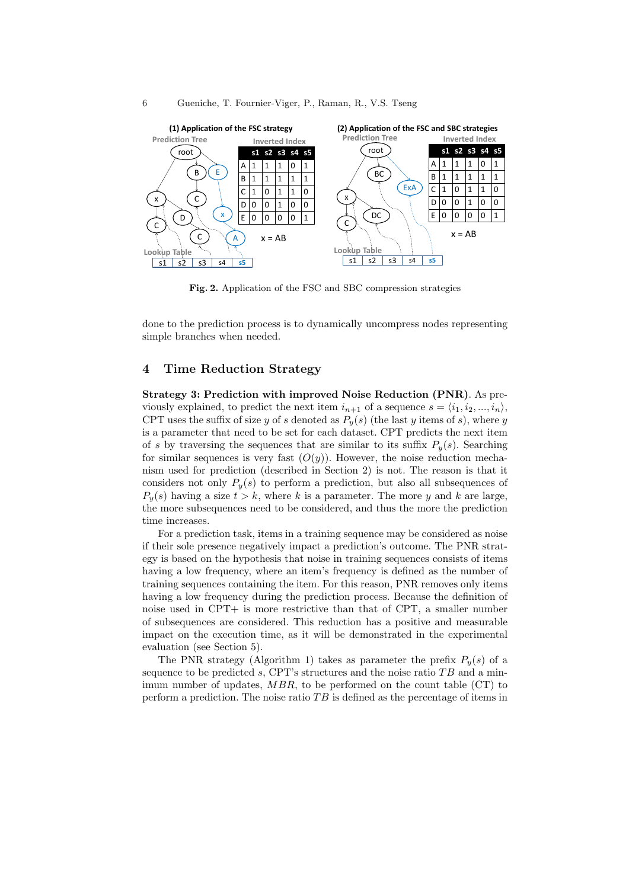**(1) Application of the FSC strategy**

Prediction Tree

Inverted Index

| | s1 | s2 | s3 | s4 | s5 |
|---|---|---|---|---|---|
| A | 1 | 1 | 1 | 0 | 1 |
| B | 1 | 1 | 1 | 1 | 1 |
| C | 1 | 0 | 1 | 1 | 0 |
| D | 0 | 0 | 1 | 0 | 0 |
| E | 0 | 0 | 0 | 0 | 1 |

x = AB

Lookup Table

| s1 | s2 | s3 | s4 | s5 |
|---|---|---|---|---|

**(2) Application of the FSC and SBC strategies**

Prediction Tree

Inverted Index

| | s1 | s2 | s3 | s4 | s5 |
|---|---|---|---|---|---|
| A | 1 | 1 | 1 | 0 | 1 |
| B | 1 | 1 | 1 | 1 | 1 |
| C | 1 | 0 | 1 | 1 | 0 |
| D | 0 | 0 | 1 | 0 | 0 |
| E | 0 | 0 | 0 | 0 | 1 |

x = AB

Lookup Table

| s1 | s2 | s3 | s4 | s5 |
|---|---|---|---|---|

**Fig. 2.** Application of the FSC and SBC compression strategies

done to the prediction process is to dynamically uncompress nodes representing simple branches when needed.

## 4 Time Reduction Strategy

**Strategy 3: Prediction with improved Noise Reduction (PNR).** As previously explained, to predict the next item $i_{n+1}$ of a sequence $s = \langle i_1, i_2, ..., i_n \rangle$, CPT uses the suffix of size $y$ of $s$ denoted as $P_y(s)$ (the last $y$ items of $s$), where $y$ is a parameter that need to be set for each dataset. CPT predicts the next item of $s$ by traversing the sequences that are similar to its suffix $P_y(s)$. Searching for similar sequences is very fast ($O(y)$). However, the noise reduction mechanism used for prediction (described in Section 2) is not. The reason is that it considers not only $P_y(s)$ to perform a prediction, but also all subsequences of $P_y(s)$ having a size $t > k$, where $k$ is a parameter. The more $y$ and $k$ are large, the more subsequences need to be considered, and thus the more the prediction time increases.

For a prediction task, items in a training sequence may be considered as noise if their sole presence negatively impact a prediction's outcome. The PNR strategy is based on the hypothesis that noise in training sequences consists of items having a low frequency, where an item's frequency is defined as the number of training sequences containing the item. For this reason, PNR removes only items having a low frequency during the prediction process. Because the definition of noise used in CPT+ is more restrictive than that of CPT, a smaller number of subsequences are considered. This reduction has a positive and measurable impact on the execution time, as it will be demonstrated in the experimental evaluation (see Section 5).

The PNR strategy (Algorithm 1) takes as parameter the prefix $P_y(s)$ of a sequence to be predicted $s$, CPT's structures and the noise ratio $TB$ and a minimum number of updates, $MBR$, to be performed on the count table (CT) to perform a prediction. The noise ratio $TB$ is defined as the percentage of items in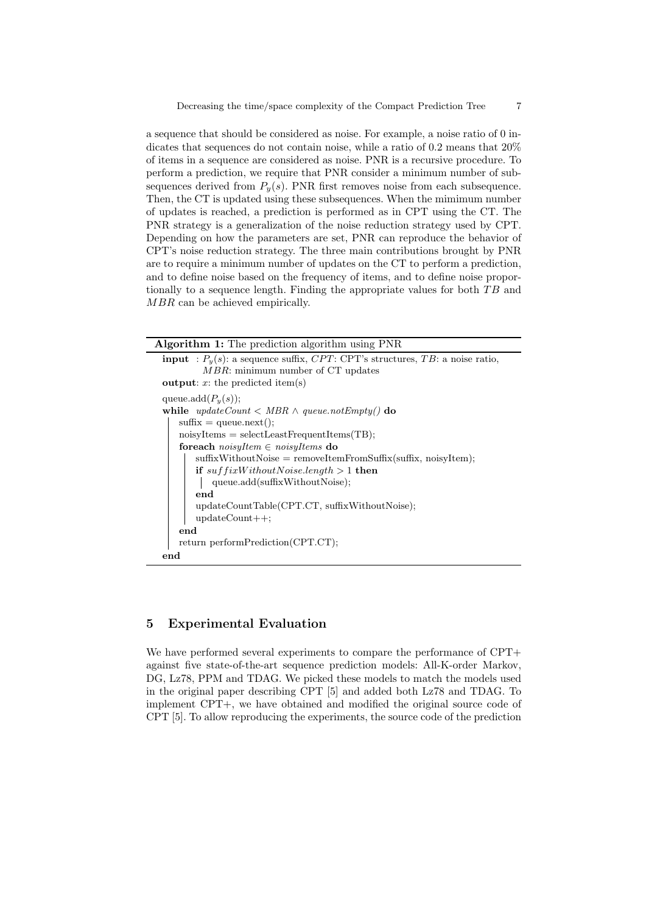a sequence that should be considered as noise. For example, a noise ratio of 0 indicates that sequences do not contain noise, while a ratio of 0.2 means that 20% of items in a sequence are considered as noise. PNR is a recursive procedure. To perform a prediction, we require that PNR consider a minimum number of subsequences derived from $P_y(s)$. PNR first removes noise from each subsequence. Then, the CT is updated using these subsequences. When the mimimum number of updates is reached, a prediction is performed as in CPT using the CT. The PNR strategy is a generalization of the noise reduction strategy used by CPT. Depending on how the parameters are set, PNR can reproduce the behavior of CPT's noise reduction strategy. The three main contributions brought by PNR are to require a minimum number of updates on the CT to perform a prediction, and to define noise based on the frequency of items, and to define noise proportionally to a sequence length. Finding the appropriate values for both $TB$ and $MBR$ can be achieved empirically.

**Algorithm 1:** The prediction algorithm using PNR

```
input : Py(s): a sequence suffix, CPT: CPT's structures, TB: a noise ratio,
        MBR: minimum number of CT updates
output: x: the predicted item(s)

queue.add(Py(s));
while updateCount < MBR ∧ queue.notEmpty() do
    suffix = queue.next();
    noisyItems = selectLeastFrequentItems(TB);
    foreach noisyItem ∈ noisyItems do
        suffixWithoutNoise = removeItemFromSuffix(suffix, noisyItem);
        if suffixWithoutNoise.length > 1 then
            queue.add(suffixWithoutNoise);
        end
        updateCountTable(CPT.CT, suffixWithoutNoise);
        updateCount++;
    end
    return performPrediction(CPT.CT);
end
```

## 5 Experimental Evaluation

We have performed several experiments to compare the performance of CPT+ against five state-of-the-art sequence prediction models: All-K-order Markov, DG, Lz78, PPM and TDAG. We picked these models to match the models used in the original paper describing CPT [5] and added both Lz78 and TDAG. To implement CPT+, we have obtained and modified the original source code of CPT [5]. To allow reproducing the experiments, the source code of the prediction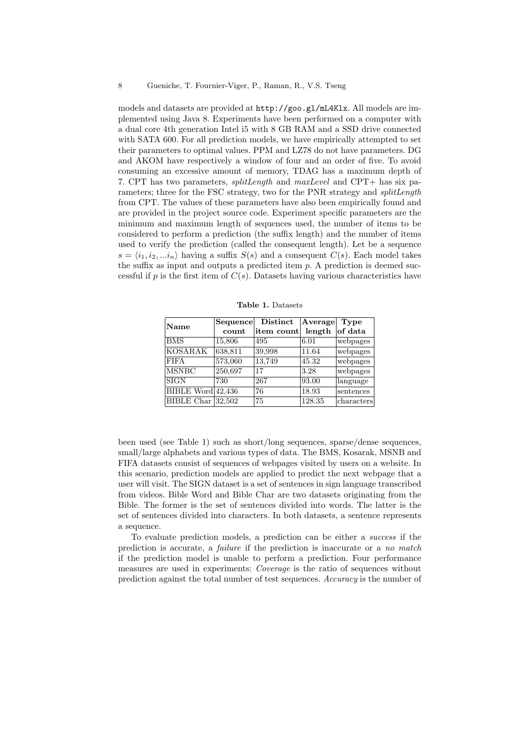models and datasets are provided at http://goo.gl/mL4Klx. All models are implemented using Java 8. Experiments have been performed on a computer with a dual core 4th generation Intel i5 with 8 GB RAM and a SSD drive connected with SATA 600. For all prediction models, we have empirically attempted to set their parameters to optimal values. PPM and LZ78 do not have parameters. DG and AKOM have respectively a window of four and an order of five. To avoid consuming an excessive amount of memory, TDAG has a maximum depth of 7. CPT has two parameters, *splitLength* and *maxLevel* and CPT+ has six parameters; three for the FSC strategy, two for the PNR strategy and *splitLength* from CPT. The values of these parameters have also been empirically found and are provided in the project source code. Experiment specific parameters are the minimum and maximum length of sequences used, the number of items to be considered to perform a prediction (the suffix length) and the number of items used to verify the prediction (called the consequent length). Let be a sequence $s = \langle i_1, i_2, ... i_n \rangle$ having a suffix $S(s)$ and a consequent $C(s)$. Each model takes the suffix as input and outputs a predicted item $p$. A prediction is deemed successful if $p$ is the first item of $C(s)$. Datasets having various characteristics have

**Table 1.** Datasets

| Name | Sequence count | Distinct item count | Average length | Type of data |
|---|---|---|---|---|
| BMS | 15,806 | 495 | 6.01 | webpages |
| KOSARAK | 638,811 | 39,998 | 11.64 | webpages |
| FIFA | 573,060 | 13,749 | 45.32 | webpages |
| MSNBC | 250,697 | 17 | 3.28 | webpages |
| SIGN | 730 | 267 | 93.00 | language |
| BIBLE Word | 42,436 | 76 | 18.93 | sentences |
| BIBLE Char | 32,502 | 75 | 128.35 | characters |

been used (see Table 1) such as short/long sequences, sparse/dense sequences, small/large alphabets and various types of data. The BMS, Kosarak, MSNB and FIFA datasets consist of sequences of webpages visited by users on a website. In this scenario, prediction models are applied to predict the next webpage that a user will visit. The SIGN dataset is a set of sentences in sign language transcribed from videos. Bible Word and Bible Char are two datasets originating from the Bible. The former is the set of sentences divided into words. The latter is the set of sentences divided into characters. In both datasets, a sentence represents a sequence.

To evaluate prediction models, a prediction can be either a *success* if the prediction is accurate, a *failure* if the prediction is inaccurate or a *no match* if the prediction model is unable to perform a prediction. Four performance measures are used in experiments: *Coverage* is the ratio of sequences without prediction against the total number of test sequences. *Accuracy* is the number of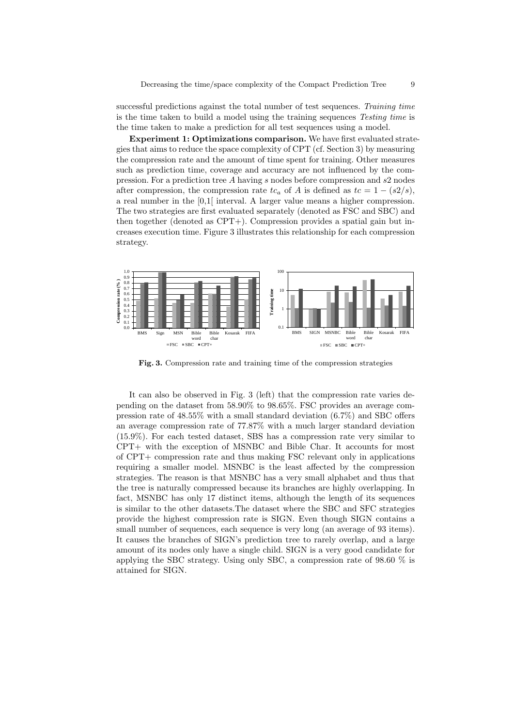successful predictions against the total number of test sequences. *Training time* is the time taken to build a model using the training sequences *Testing time* is the time taken to make a prediction for all test sequences using a model.

**Experiment 1: Optimizations comparison.** We have first evaluated strategies that aims to reduce the space complexity of CPT (cf. Section 3) by measuring the compression rate and the amount of time spent for training. Other measures such as prediction time, coverage and accuracy are not influenced by the compression. For a prediction tree $A$ having $s$ nodes before compression and $s2$ nodes after compression, the compression rate $tc_a$ of $A$ is defined as $tc = 1 - (s2/s)$, a real number in the [0,1[ interval. A larger value means a higher compression. The two strategies are first evaluated separately (denoted as FSC and SBC) and then together (denoted as CPT+). Compression provides a spatial gain but increases execution time. Figure 3 illustrates this relationship for each compression strategy.

**Fig. 3.** Compression rate and training time of the compression strategies

It can also be observed in Fig. 3 (left) that the compression rate varies depending on the dataset from 58.90% to 98.65%. FSC provides an average compression rate of 48.55% with a small standard deviation (6.7%) and SBC offers an average compression rate of 77.87% with a much larger standard deviation (15.9%). For each tested dataset, SBS has a compression rate very similar to CPT+ with the exception of MSNBC and Bible Char. It accounts for most of CPT+ compression rate and thus making FSC relevant only in applications requiring a smaller model. MSNBC is the least affected by the compression strategies. The reason is that MSNBC has a very small alphabet and thus that the tree is naturally compressed because its branches are highly overlapping. In fact, MSNBC has only 17 distinct items, although the length of its sequences is similar to the other datasets.The dataset where the SBC and SFC strategies provide the highest compression rate is SIGN. Even though SIGN contains a small number of sequences, each sequence is very long (an average of 93 items). It causes the branches of SIGN's prediction tree to rarely overlap, and a large amount of its nodes only have a single child. SIGN is a very good candidate for applying the SBC strategy. Using only SBC, a compression rate of 98.60 % is attained for SIGN.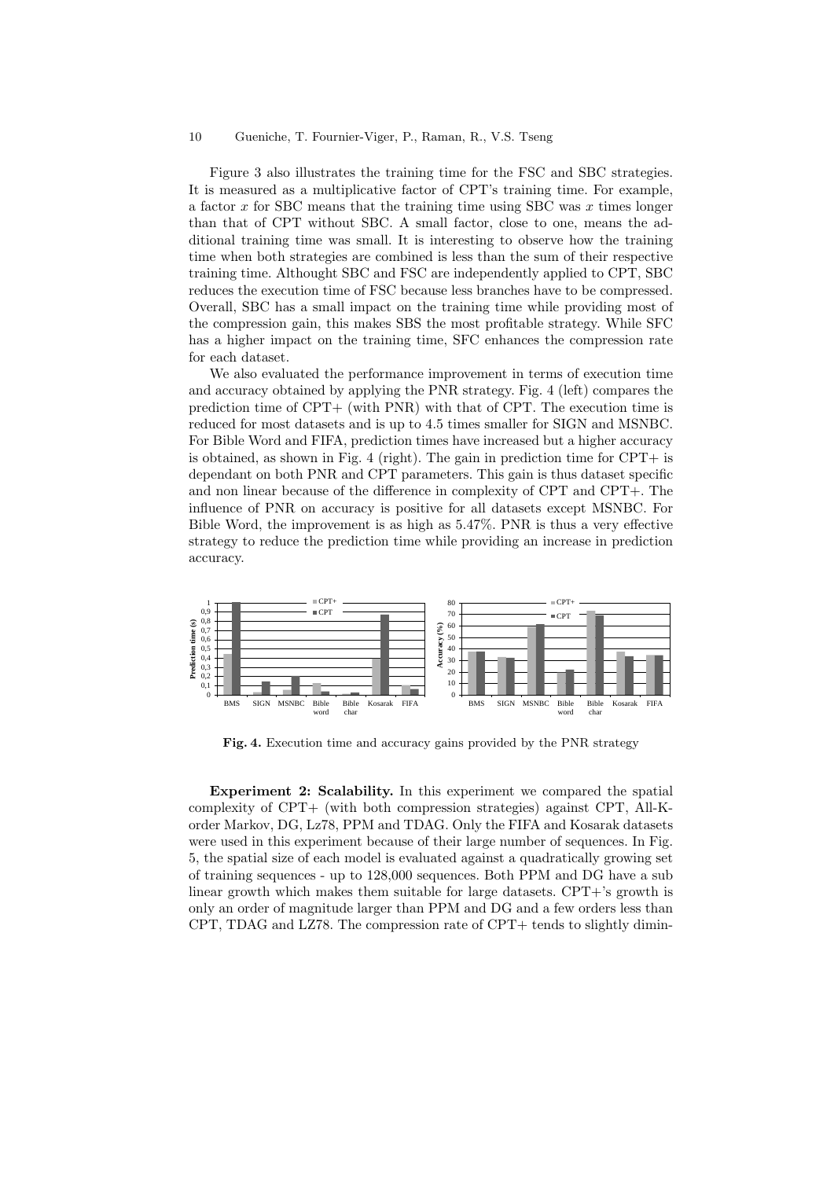Figure 3 also illustrates the training time for the FSC and SBC strategies. It is measured as a multiplicative factor of CPT's training time. For example, a factor $x$ for SBC means that the training time using SBC was $x$ times longer than that of CPT without SBC. A small factor, close to one, means the additional training time was small. It is interesting to observe how the training time when both strategies are combined is less than the sum of their respective training time. Althought SBC and FSC are independently applied to CPT, SBC reduces the execution time of FSC because less branches have to be compressed. Overall, SBC has a small impact on the training time while providing most of the compression gain, this makes SBS the most profitable strategy. While SFC has a higher impact on the training time, SFC enhances the compression rate for each dataset.

We also evaluated the performance improvement in terms of execution time and accuracy obtained by applying the PNR strategy. Fig. 4 (left) compares the prediction time of CPT+ (with PNR) with that of CPT. The execution time is reduced for most datasets and is up to 4.5 times smaller for SIGN and MSNBC. For Bible Word and FIFA, prediction times have increased but a higher accuracy is obtained, as shown in Fig. 4 (right). The gain in prediction time for CPT+ is dependant on both PNR and CPT parameters. This gain is thus dataset specific and non linear because of the difference in complexity of CPT and CPT+. The influence of PNR on accuracy is positive for all datasets except MSNBC. For Bible Word, the improvement is as high as 5.47%. PNR is thus a very effective strategy to reduce the prediction time while providing an increase in prediction accuracy.

Prediction time (s)
1
0,9
0,8
0,7
0,6
0,5
0,4
0,3
0,2
0,1
0
CPT+
CPT
BMS SIGN MSNBC Bible word Bible char Kosarak FIFA

Accuracy (%)
80
70
60
50
40
30
20
10
0
CPT+
CPT
BMS SIGN MSNBC Bible word Bible char Kosarak FIFA

**Fig. 4.** Execution time and accuracy gains provided by the PNR strategy

**Experiment 2: Scalability.** In this experiment we compared the spatial complexity of CPT+ (with both compression strategies) against CPT, All-K-order Markov, DG, Lz78, PPM and TDAG. Only the FIFA and Kosarak datasets were used in this experiment because of their large number of sequences. In Fig. 5, the spatial size of each model is evaluated against a quadratically growing set of training sequences - up to 128,000 sequences. Both PPM and DG have a sub linear growth which makes them suitable for large datasets. CPT+'s growth is only an order of magnitude larger than PPM and DG and a few orders less than CPT, TDAG and LZ78. The compression rate of CPT+ tends to slightly dimin-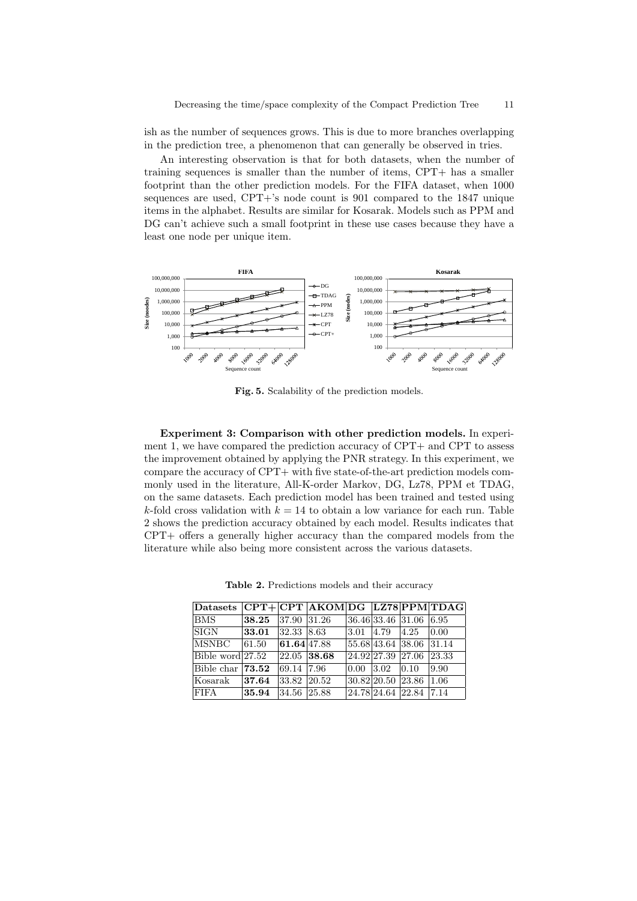ish as the number of sequences grows. This is due to more branches overlapping in the prediction tree, a phenomenon that can generally be observed in tries.

An interesting observation is that for both datasets, when the number of training sequences is smaller than the number of items, CPT+ has a smaller footprint than the other prediction models. For the FIFA dataset, when 1000 sequences are used, CPT+'s node count is 901 compared to the 1847 unique items in the alphabet. Results are similar for Kosarak. Models such as PPM and DG can't achieve such a small footprint in these use cases because they have a least one node per unique item.

**Fig. 5.** Scalability of the prediction models.

**Experiment 3: Comparison with other prediction models.** In experiment 1, we have compared the prediction accuracy of CPT+ and CPT to assess the improvement obtained by applying the PNR strategy. In this experiment, we compare the accuracy of CPT+ with five state-of-the-art prediction models commonly used in the literature, All-K-order Markov, DG, Lz78, PPM et TDAG, on the same datasets. Each prediction model has been trained and tested using $k$-fold cross validation with $k = 14$ to obtain a low variance for each run. Table 2 shows the prediction accuracy obtained by each model. Results indicates that CPT+ offers a generally higher accuracy than the compared models from the literature while also being more consistent across the various datasets.

**Table 2.** Predictions models and their accuracy

| Datasets | CPT+ | CPT | AKOM | DG | LZ78 | PPM | TDAG |
|---|---|---|---|---|---|---|---|
| BMS | **38.25** | 37.90 | 31.26 | 36.46 | 33.46 | 31.06 | 6.95 |
| SIGN | **33.01** | 32.33 | 8.63 | 3.01 | 4.79 | 4.25 | 0.00 |
| MSNBC | 61.50 | **61.64** | 47.88 | 55.68 | 43.64 | 38.06 | 31.14 |
| Bible word | 27.52 | 22.05 | **38.68** | 24.92 | 27.39 | 27.06 | 23.33 |
| Bible char | **73.52** | 69.14 | 7.96 | 0.00 | 3.02 | 0.10 | 9.90 |
| Kosarak | **37.64** | 33.82 | 20.52 | 30.82 | 20.50 | 23.86 | 1.06 |
| FIFA | **35.94** | 34.56 | 25.88 | 24.78 | 24.64 | 22.84 | 7.14 |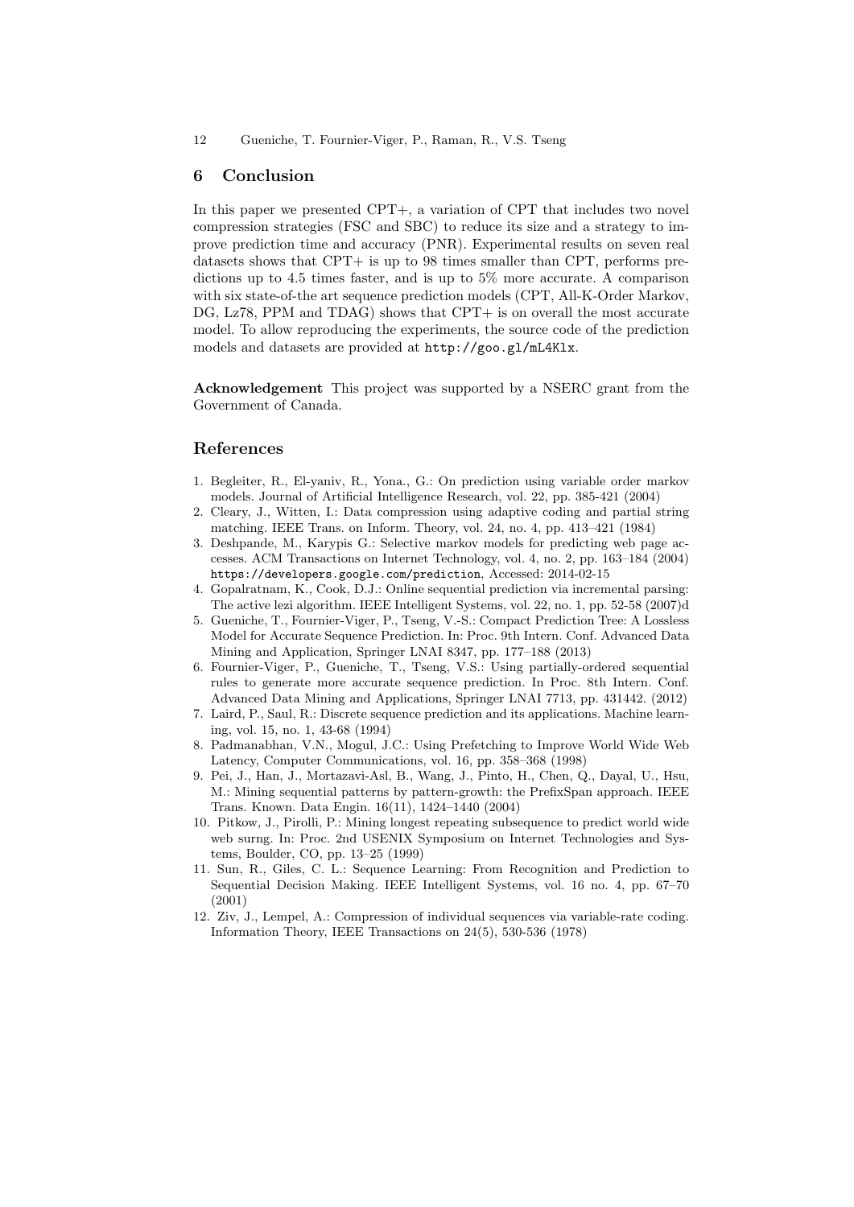## 6 Conclusion

In this paper we presented CPT+, a variation of CPT that includes two novel compression strategies (FSC and SBC) to reduce its size and a strategy to improve prediction time and accuracy (PNR). Experimental results on seven real datasets shows that CPT+ is up to 98 times smaller than CPT, performs predictions up to 4.5 times faster, and is up to 5% more accurate. A comparison with six state-of-the art sequence prediction models (CPT, All-K-Order Markov, DG, Lz78, PPM and TDAG) shows that CPT+ is on overall the most accurate model. To allow reproducing the experiments, the source code of the prediction models and datasets are provided at `http://goo.gl/mL4Klx`.

**Acknowledgement** This project was supported by a NSERC grant from the Government of Canada.

## References

1. Begleiter, R., El-yaniv, R., Yona., G.: On prediction using variable order markov models. Journal of Artificial Intelligence Research, vol. 22, pp. 385-421 (2004)
2. Cleary, J., Witten, I.: Data compression using adaptive coding and partial string matching. IEEE Trans. on Inform. Theory, vol. 24, no. 4, pp. 413–421 (1984)
3. Deshpande, M., Karypis G.: Selective markov models for predicting web page accesses. ACM Transactions on Internet Technology, vol. 4, no. 2, pp. 163–184 (2004) `https://developers.google.com/prediction`, Accessed: 2014-02-15
4. Gopalratnam, K., Cook, D.J.: Online sequential prediction via incremental parsing: The active lezi algorithm. IEEE Intelligent Systems, vol. 22, no. 1, pp. 52-58 (2007)d
5. Gueniche, T., Fournier-Viger, P., Tseng, V.-S.: Compact Prediction Tree: A Lossless Model for Accurate Sequence Prediction. In: Proc. 9th Intern. Conf. Advanced Data Mining and Application, Springer LNAI 8347, pp. 177–188 (2013)
6. Fournier-Viger, P., Gueniche, T., Tseng, V.S.: Using partially-ordered sequential rules to generate more accurate sequence prediction. In Proc. 8th Intern. Conf. Advanced Data Mining and Applications, Springer LNAI 7713, pp. 431442. (2012)
7. Laird, P., Saul, R.: Discrete sequence prediction and its applications. Machine learning, vol. 15, no. 1, 43-68 (1994)
8. Padmanabhan, V.N., Mogul, J.C.: Using Prefetching to Improve World Wide Web Latency, Computer Communications, vol. 16, pp. 358–368 (1998)
9. Pei, J., Han, J., Mortazavi-Asl, B., Wang, J., Pinto, H., Chen, Q., Dayal, U., Hsu, M.: Mining sequential patterns by pattern-growth: the PrefixSpan approach. IEEE Trans. Known. Data Engin. 16(11), 1424–1440 (2004)
10. Pitkow, J., Pirolli, P.: Mining longest repeating subsequence to predict world wide web surng. In: Proc. 2nd USENIX Symposium on Internet Technologies and Systems, Boulder, CO, pp. 13–25 (1999)
11. Sun, R., Giles, C. L.: Sequence Learning: From Recognition and Prediction to Sequential Decision Making. IEEE Intelligent Systems, vol. 16 no. 4, pp. 67–70 (2001)
12. Ziv, J., Lempel, A.: Compression of individual sequences via variable-rate coding. Information Theory, IEEE Transactions on 24(5), 530-536 (1978)